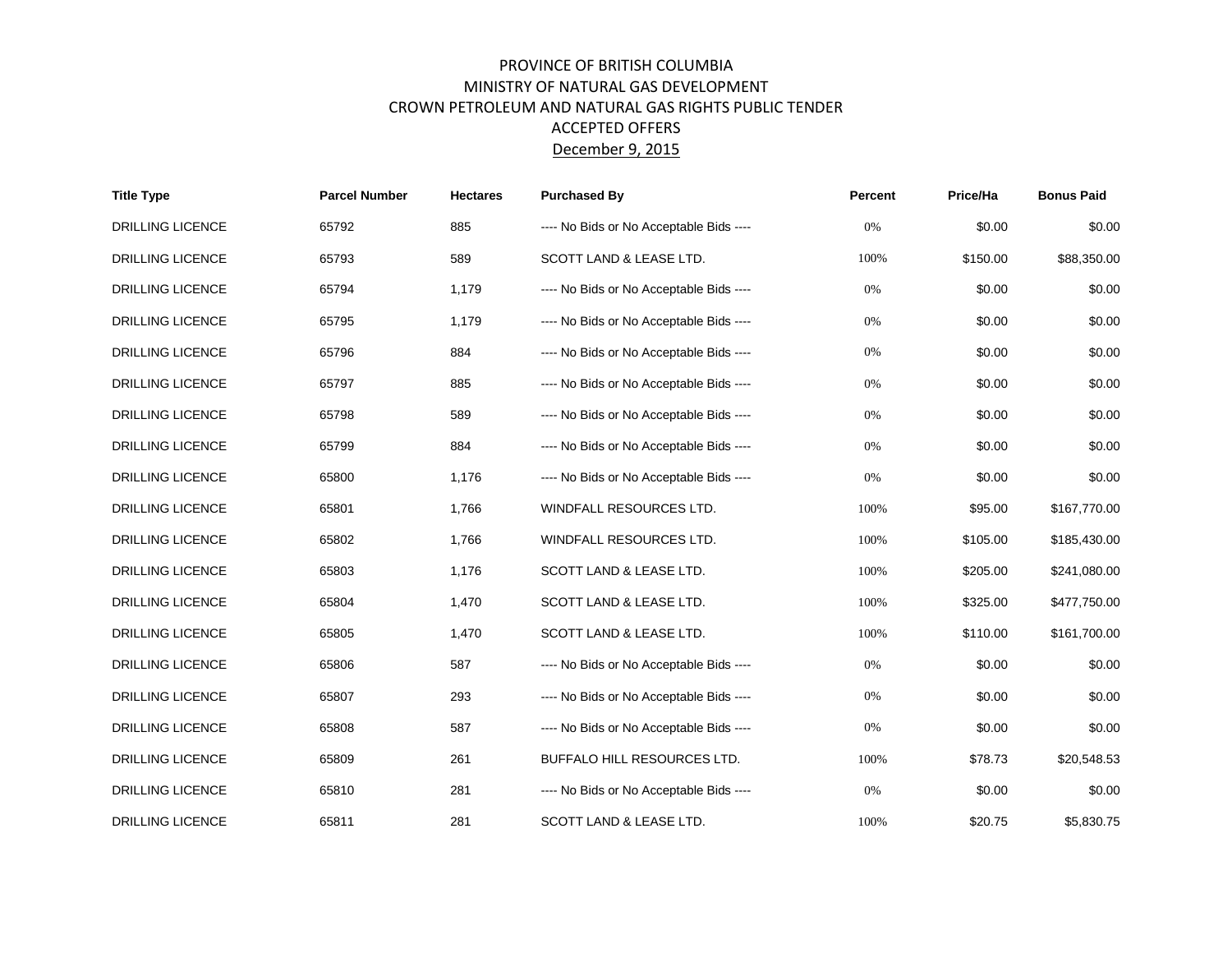# PROVINCE OF BRITISH COLUMBIA
## MINISTRY OF NATURAL GAS DEVELOPMENT
## CROWN PETROLEUM AND NATURAL GAS RIGHTS PUBLIC TENDER
## ACCEPTED OFFERS
## December 9, 2015

| Title Type | Parcel Number | Hectares | Purchased By | Percent | Price/Ha | Bonus Paid |
|---|---|---|---|---|---|---|
| DRILLING LICENCE | 65792 | 885 | ---- No Bids or No Acceptable Bids ---- | 0% | $0.00 | $0.00 |
| DRILLING LICENCE | 65793 | 589 | SCOTT LAND & LEASE LTD. | 100% | $150.00 | $88,350.00 |
| DRILLING LICENCE | 65794 | 1,179 | ---- No Bids or No Acceptable Bids ---- | 0% | $0.00 | $0.00 |
| DRILLING LICENCE | 65795 | 1,179 | ---- No Bids or No Acceptable Bids ---- | 0% | $0.00 | $0.00 |
| DRILLING LICENCE | 65796 | 884 | ---- No Bids or No Acceptable Bids ---- | 0% | $0.00 | $0.00 |
| DRILLING LICENCE | 65797 | 885 | ---- No Bids or No Acceptable Bids ---- | 0% | $0.00 | $0.00 |
| DRILLING LICENCE | 65798 | 589 | ---- No Bids or No Acceptable Bids ---- | 0% | $0.00 | $0.00 |
| DRILLING LICENCE | 65799 | 884 | ---- No Bids or No Acceptable Bids ---- | 0% | $0.00 | $0.00 |
| DRILLING LICENCE | 65800 | 1,176 | ---- No Bids or No Acceptable Bids ---- | 0% | $0.00 | $0.00 |
| DRILLING LICENCE | 65801 | 1,766 | WINDFALL RESOURCES LTD. | 100% | $95.00 | $167,770.00 |
| DRILLING LICENCE | 65802 | 1,766 | WINDFALL RESOURCES LTD. | 100% | $105.00 | $185,430.00 |
| DRILLING LICENCE | 65803 | 1,176 | SCOTT LAND & LEASE LTD. | 100% | $205.00 | $241,080.00 |
| DRILLING LICENCE | 65804 | 1,470 | SCOTT LAND & LEASE LTD. | 100% | $325.00 | $477,750.00 |
| DRILLING LICENCE | 65805 | 1,470 | SCOTT LAND & LEASE LTD. | 100% | $110.00 | $161,700.00 |
| DRILLING LICENCE | 65806 | 587 | ---- No Bids or No Acceptable Bids ---- | 0% | $0.00 | $0.00 |
| DRILLING LICENCE | 65807 | 293 | ---- No Bids or No Acceptable Bids ---- | 0% | $0.00 | $0.00 |
| DRILLING LICENCE | 65808 | 587 | ---- No Bids or No Acceptable Bids ---- | 0% | $0.00 | $0.00 |
| DRILLING LICENCE | 65809 | 261 | BUFFALO HILL RESOURCES LTD. | 100% | $78.73 | $20,548.53 |
| DRILLING LICENCE | 65810 | 281 | ---- No Bids or No Acceptable Bids ---- | 0% | $0.00 | $0.00 |
| DRILLING LICENCE | 65811 | 281 | SCOTT LAND & LEASE LTD. | 100% | $20.75 | $5,830.75 |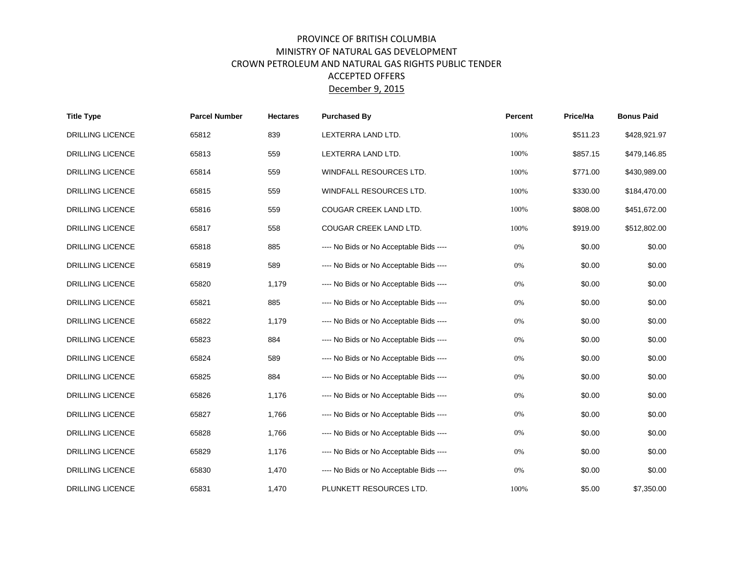# PROVINCE OF BRITISH COLUMBIA
## MINISTRY OF NATURAL GAS DEVELOPMENT
## CROWN PETROLEUM AND NATURAL GAS RIGHTS PUBLIC TENDER
## ACCEPTED OFFERS
## December 9, 2015

| Title Type | Parcel Number | Hectares | Purchased By | Percent | Price/Ha | Bonus Paid |
|---|---|---|---|---|---|---|
| DRILLING LICENCE | 65812 | 839 | LEXTERRA LAND LTD. | 100% | $511.23 | $428,921.97 |
| DRILLING LICENCE | 65813 | 559 | LEXTERRA LAND LTD. | 100% | $857.15 | $479,146.85 |
| DRILLING LICENCE | 65814 | 559 | WINDFALL RESOURCES LTD. | 100% | $771.00 | $430,989.00 |
| DRILLING LICENCE | 65815 | 559 | WINDFALL RESOURCES LTD. | 100% | $330.00 | $184,470.00 |
| DRILLING LICENCE | 65816 | 559 | COUGAR CREEK LAND LTD. | 100% | $808.00 | $451,672.00 |
| DRILLING LICENCE | 65817 | 558 | COUGAR CREEK LAND LTD. | 100% | $919.00 | $512,802.00 |
| DRILLING LICENCE | 65818 | 885 | ---- No Bids or No Acceptable Bids ---- | 0% | $0.00 | $0.00 |
| DRILLING LICENCE | 65819 | 589 | ---- No Bids or No Acceptable Bids ---- | 0% | $0.00 | $0.00 |
| DRILLING LICENCE | 65820 | 1,179 | ---- No Bids or No Acceptable Bids ---- | 0% | $0.00 | $0.00 |
| DRILLING LICENCE | 65821 | 885 | ---- No Bids or No Acceptable Bids ---- | 0% | $0.00 | $0.00 |
| DRILLING LICENCE | 65822 | 1,179 | ---- No Bids or No Acceptable Bids ---- | 0% | $0.00 | $0.00 |
| DRILLING LICENCE | 65823 | 884 | ---- No Bids or No Acceptable Bids ---- | 0% | $0.00 | $0.00 |
| DRILLING LICENCE | 65824 | 589 | ---- No Bids or No Acceptable Bids ---- | 0% | $0.00 | $0.00 |
| DRILLING LICENCE | 65825 | 884 | ---- No Bids or No Acceptable Bids ---- | 0% | $0.00 | $0.00 |
| DRILLING LICENCE | 65826 | 1,176 | ---- No Bids or No Acceptable Bids ---- | 0% | $0.00 | $0.00 |
| DRILLING LICENCE | 65827 | 1,766 | ---- No Bids or No Acceptable Bids ---- | 0% | $0.00 | $0.00 |
| DRILLING LICENCE | 65828 | 1,766 | ---- No Bids or No Acceptable Bids ---- | 0% | $0.00 | $0.00 |
| DRILLING LICENCE | 65829 | 1,176 | ---- No Bids or No Acceptable Bids ---- | 0% | $0.00 | $0.00 |
| DRILLING LICENCE | 65830 | 1,470 | ---- No Bids or No Acceptable Bids ---- | 0% | $0.00 | $0.00 |
| DRILLING LICENCE | 65831 | 1,470 | PLUNKETT RESOURCES LTD. | 100% | $5.00 | $7,350.00 |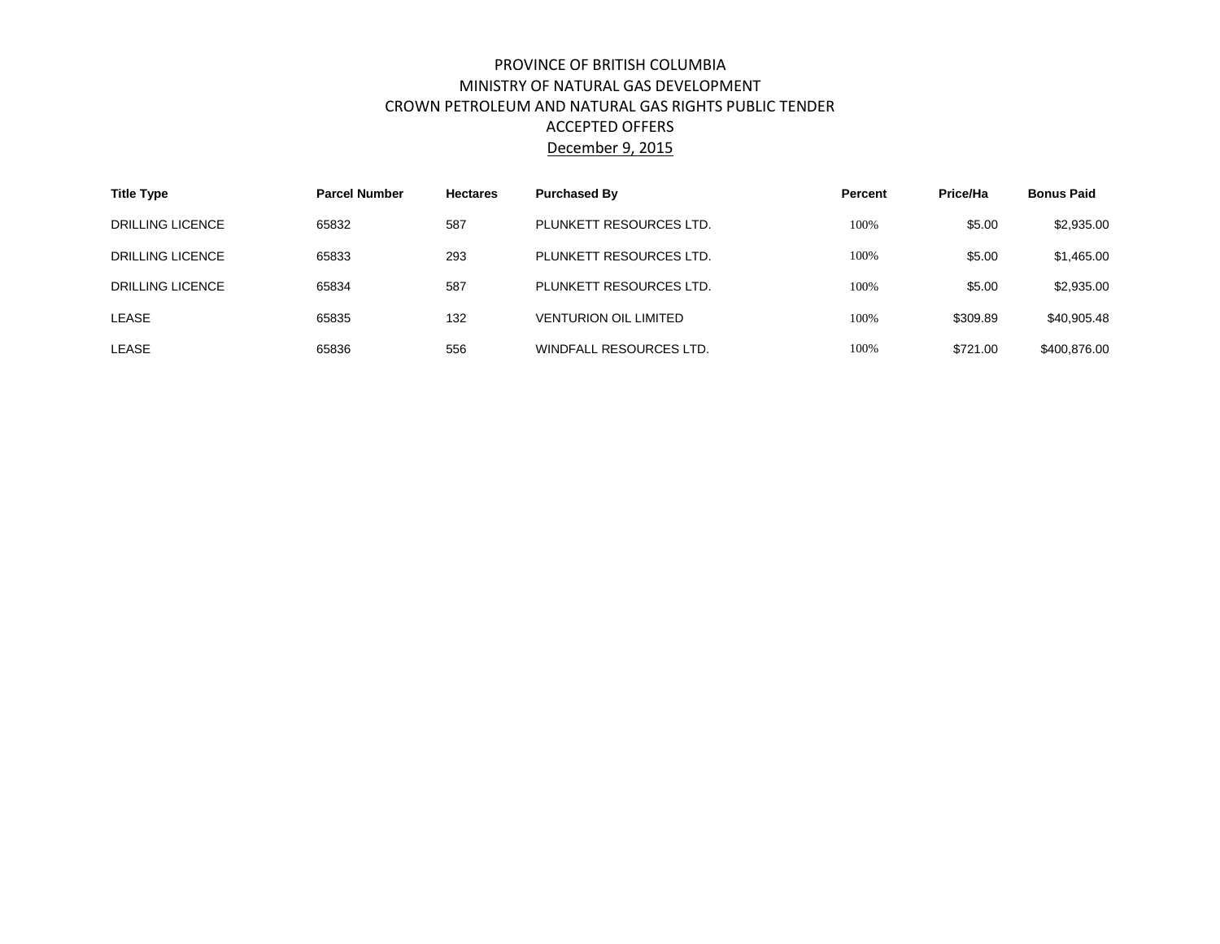# PROVINCE OF BRITISH COLUMBIA
## MINISTRY OF NATURAL GAS DEVELOPMENT
## CROWN PETROLEUM AND NATURAL GAS RIGHTS PUBLIC TENDER
## ACCEPTED OFFERS
## December 9, 2015

| Title Type | Parcel Number | Hectares | Purchased By | Percent | Price/Ha | Bonus Paid |
|---|---|---|---|---|---|---|
| DRILLING LICENCE | 65832 | 587 | PLUNKETT RESOURCES LTD. | 100% | $5.00 | $2,935.00 |
| DRILLING LICENCE | 65833 | 293 | PLUNKETT RESOURCES LTD. | 100% | $5.00 | $1,465.00 |
| DRILLING LICENCE | 65834 | 587 | PLUNKETT RESOURCES LTD. | 100% | $5.00 | $2,935.00 |
| LEASE | 65835 | 132 | VENTURION OIL LIMITED | 100% | $309.89 | $40,905.48 |
| LEASE | 65836 | 556 | WINDFALL RESOURCES LTD. | 100% | $721.00 | $400,876.00 |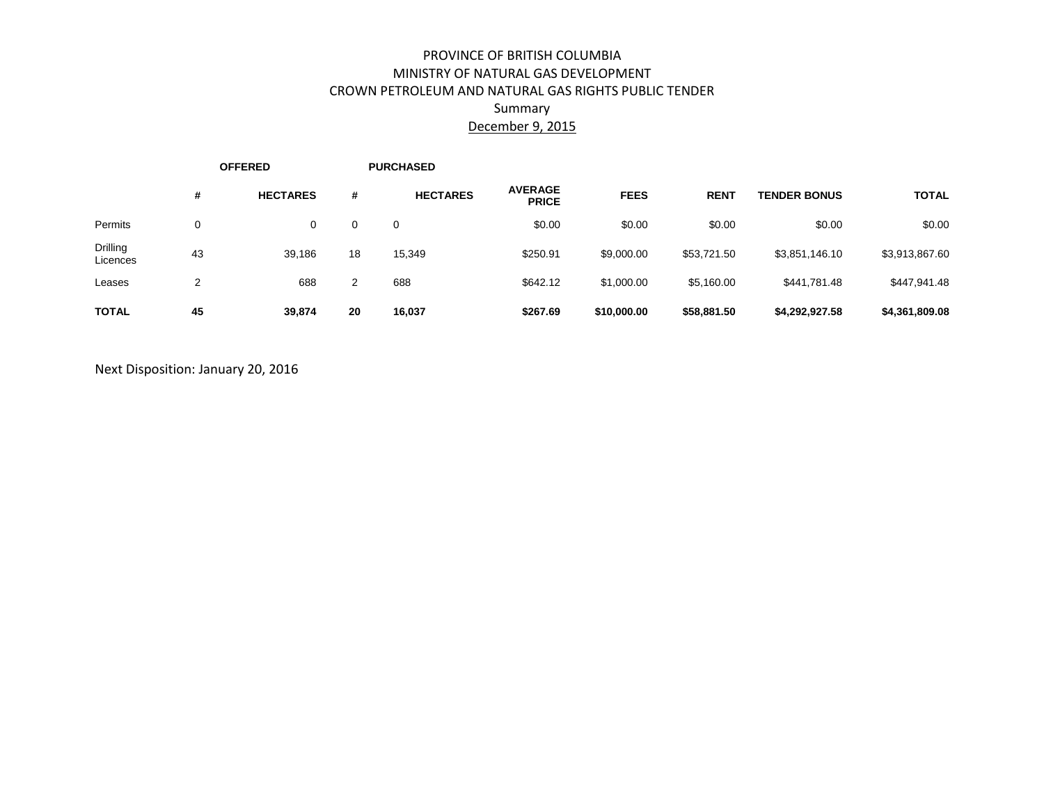# PROVINCE OF BRITISH COLUMBIA
## MINISTRY OF NATURAL GAS DEVELOPMENT
## CROWN PETROLEUM AND NATURAL GAS RIGHTS PUBLIC TENDER
### Summary
### December 9, 2015

| | OFFERED | | PURCHASED | | | | | | |
|---|---|---|---|---|---|---|---|---|---|
| | **#** | **HECTARES** | **#** | **HECTARES** | **AVERAGE PRICE** | **FEES** | **RENT** | **TENDER BONUS** | **TOTAL** |
| Permits | 0 | 0 | 0 | 0 | $0.00 | $0.00 | $0.00 | $0.00 | $0.00 |
| Drilling Licences | 43 | 39,186 | 18 | 15,349 | $250.91 | $9,000.00 | $53,721.50 | $3,851,146.10 | $3,913,867.60 |
| Leases | 2 | 688 | 2 | 688 | $642.12 | $1,000.00 | $5,160.00 | $441,781.48 | $447,941.48 |
| **TOTAL** | **45** | **39,874** | **20** | **16,037** | **$267.69** | **$10,000.00** | **$58,881.50** | **$4,292,927.58** | **$4,361,809.08** |

Next Disposition: January 20, 2016